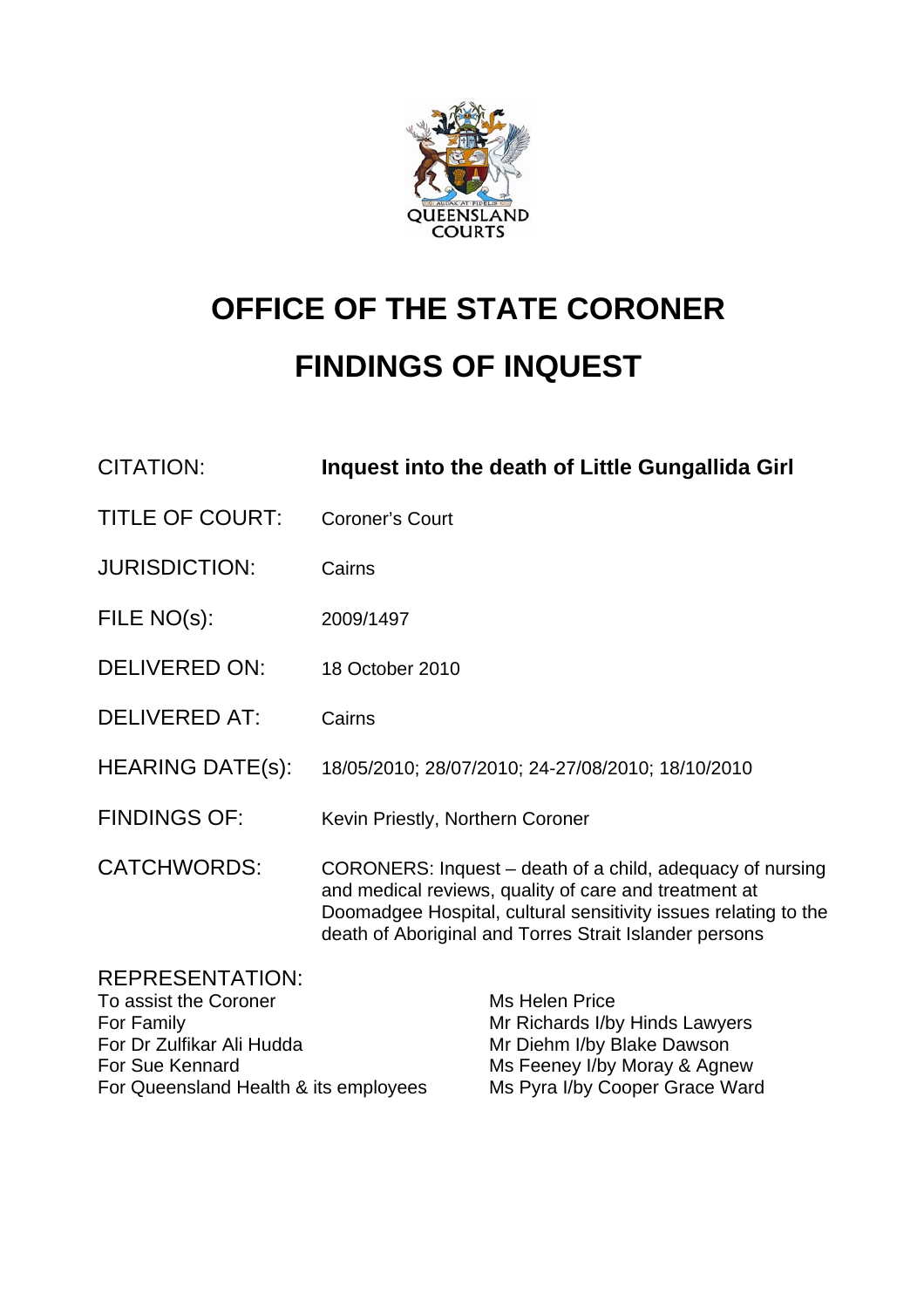# OFFICE OF THE STATE CORONER

# FINDINGS OF INQUEST

| | |
|---|---|
| CITATION: | **Inquest into the death of Little Gungallida Girl** |
| TITLE OF COURT: | Coroner's Court |
| JURISDICTION: | Cairns |
| FILE NO(s): | 2009/1497 |
| DELIVERED ON: | 18 October 2010 |
| DELIVERED AT: | Cairns |
| HEARING DATE(s): | 18/05/2010; 28/07/2010; 24-27/08/2010; 18/10/2010 |
| FINDINGS OF: | Kevin Priestly, Northern Coroner |
| CATCHWORDS: | CORONERS: Inquest – death of a child, adequacy of nursing and medical reviews, quality of care and treatment at Doomadgee Hospital, cultural sensitivity issues relating to the death of Aboriginal and Torres Strait Islander persons |

REPRESENTATION:

| | |
|---|---|
| To assist the Coroner | Ms Helen Price |
| For Family | Mr Richards I/by Hinds Lawyers |
| For Dr Zulfikar Ali Hudda | Mr Diehm I/by Blake Dawson |
| For Sue Kennard | Ms Feeney I/by Moray & Agnew |
| For Queensland Health & its employees | Ms Pyra I/by Cooper Grace Ward |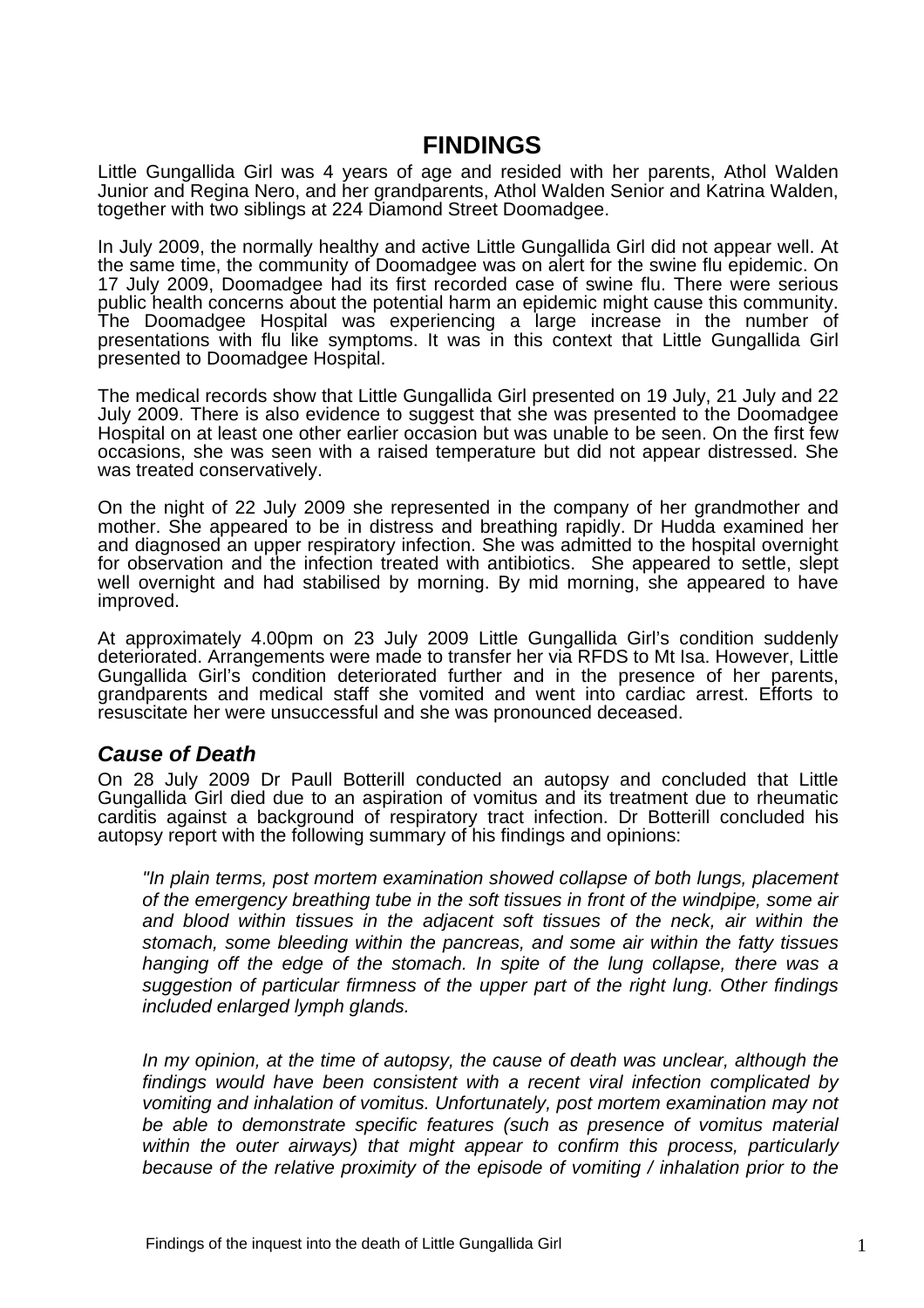# FINDINGS

Little Gungallida Girl was 4 years of age and resided with her parents, Athol Walden Junior and Regina Nero, and her grandparents, Athol Walden Senior and Katrina Walden, together with two siblings at 224 Diamond Street Doomadgee.

In July 2009, the normally healthy and active Little Gungallida Girl did not appear well. At the same time, the community of Doomadgee was on alert for the swine flu epidemic. On 17 July 2009, Doomadgee had its first recorded case of swine flu. There were serious public health concerns about the potential harm an epidemic might cause this community. The Doomadgee Hospital was experiencing a large increase in the number of presentations with flu like symptoms. It was in this context that Little Gungallida Girl presented to Doomadgee Hospital.

The medical records show that Little Gungallida Girl presented on 19 July, 21 July and 22 July 2009. There is also evidence to suggest that she was presented to the Doomadgee Hospital on at least one other earlier occasion but was unable to be seen. On the first few occasions, she was seen with a raised temperature but did not appear distressed. She was treated conservatively.

On the night of 22 July 2009 she represented in the company of her grandmother and mother. She appeared to be in distress and breathing rapidly. Dr Hudda examined her and diagnosed an upper respiratory infection. She was admitted to the hospital overnight for observation and the infection treated with antibiotics. She appeared to settle, slept well overnight and had stabilised by morning. By mid morning, she appeared to have improved.

At approximately 4.00pm on 23 July 2009 Little Gungallida Girl's condition suddenly deteriorated. Arrangements were made to transfer her via RFDS to Mt Isa. However, Little Gungallida Girl's condition deteriorated further and in the presence of her parents, grandparents and medical staff she vomited and went into cardiac arrest. Efforts to resuscitate her were unsuccessful and she was pronounced deceased.

## *Cause of Death*

On 28 July 2009 Dr Paull Botterill conducted an autopsy and concluded that Little Gungallida Girl died due to an aspiration of vomitus and its treatment due to rheumatic carditis against a background of respiratory tract infection. Dr Botterill concluded his autopsy report with the following summary of his findings and opinions:

> *"In plain terms, post mortem examination showed collapse of both lungs, placement of the emergency breathing tube in the soft tissues in front of the windpipe, some air and blood within tissues in the adjacent soft tissues of the neck, air within the stomach, some bleeding within the pancreas, and some air within the fatty tissues hanging off the edge of the stomach. In spite of the lung collapse, there was a suggestion of particular firmness of the upper part of the right lung. Other findings included enlarged lymph glands.*
>
> *In my opinion, at the time of autopsy, the cause of death was unclear, although the findings would have been consistent with a recent viral infection complicated by vomiting and inhalation of vomitus. Unfortunately, post mortem examination may not be able to demonstrate specific features (such as presence of vomitus material within the outer airways) that might appear to confirm this process, particularly because of the relative proximity of the episode of vomiting / inhalation prior to the*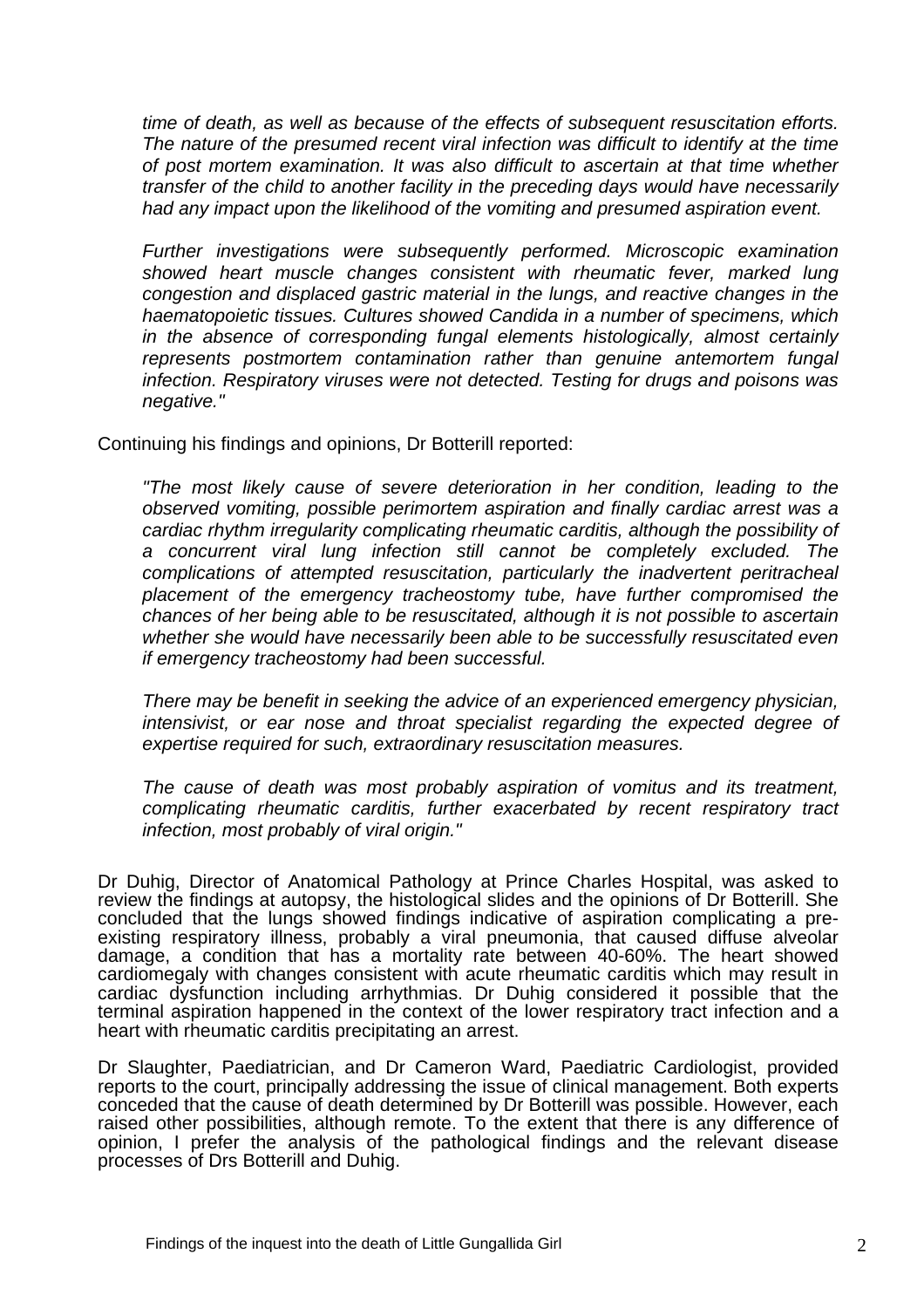*time of death, as well as because of the effects of subsequent resuscitation efforts. The nature of the presumed recent viral infection was difficult to identify at the time of post mortem examination. It was also difficult to ascertain at that time whether transfer of the child to another facility in the preceding days would have necessarily had any impact upon the likelihood of the vomiting and presumed aspiration event.*

*Further investigations were subsequently performed. Microscopic examination showed heart muscle changes consistent with rheumatic fever, marked lung congestion and displaced gastric material in the lungs, and reactive changes in the haematopoietic tissues. Cultures showed Candida in a number of specimens, which in the absence of corresponding fungal elements histologically, almost certainly represents postmortem contamination rather than genuine antemortem fungal infection. Respiratory viruses were not detected. Testing for drugs and poisons was negative."*

Continuing his findings and opinions, Dr Botterill reported:

*"The most likely cause of severe deterioration in her condition, leading to the observed vomiting, possible perimortem aspiration and finally cardiac arrest was a cardiac rhythm irregularity complicating rheumatic carditis, although the possibility of a concurrent viral lung infection still cannot be completely excluded. The complications of attempted resuscitation, particularly the inadvertent peritracheal placement of the emergency tracheostomy tube, have further compromised the chances of her being able to be resuscitated, although it is not possible to ascertain whether she would have necessarily been able to be successfully resuscitated even if emergency tracheostomy had been successful.*

*There may be benefit in seeking the advice of an experienced emergency physician, intensivist, or ear nose and throat specialist regarding the expected degree of expertise required for such, extraordinary resuscitation measures.*

*The cause of death was most probably aspiration of vomitus and its treatment, complicating rheumatic carditis, further exacerbated by recent respiratory tract infection, most probably of viral origin."*

Dr Duhig, Director of Anatomical Pathology at Prince Charles Hospital, was asked to review the findings at autopsy, the histological slides and the opinions of Dr Botterill. She concluded that the lungs showed findings indicative of aspiration complicating a pre-existing respiratory illness, probably a viral pneumonia, that caused diffuse alveolar damage, a condition that has a mortality rate between 40-60%. The heart showed cardiomegaly with changes consistent with acute rheumatic carditis which may result in cardiac dysfunction including arrhythmias. Dr Duhig considered it possible that the terminal aspiration happened in the context of the lower respiratory tract infection and a heart with rheumatic carditis precipitating an arrest.

Dr Slaughter, Paediatrician, and Dr Cameron Ward, Paediatric Cardiologist, provided reports to the court, principally addressing the issue of clinical management. Both experts conceded that the cause of death determined by Dr Botterill was possible. However, each raised other possibilities, although remote. To the extent that there is any difference of opinion, I prefer the analysis of the pathological findings and the relevant disease processes of Drs Botterill and Duhig.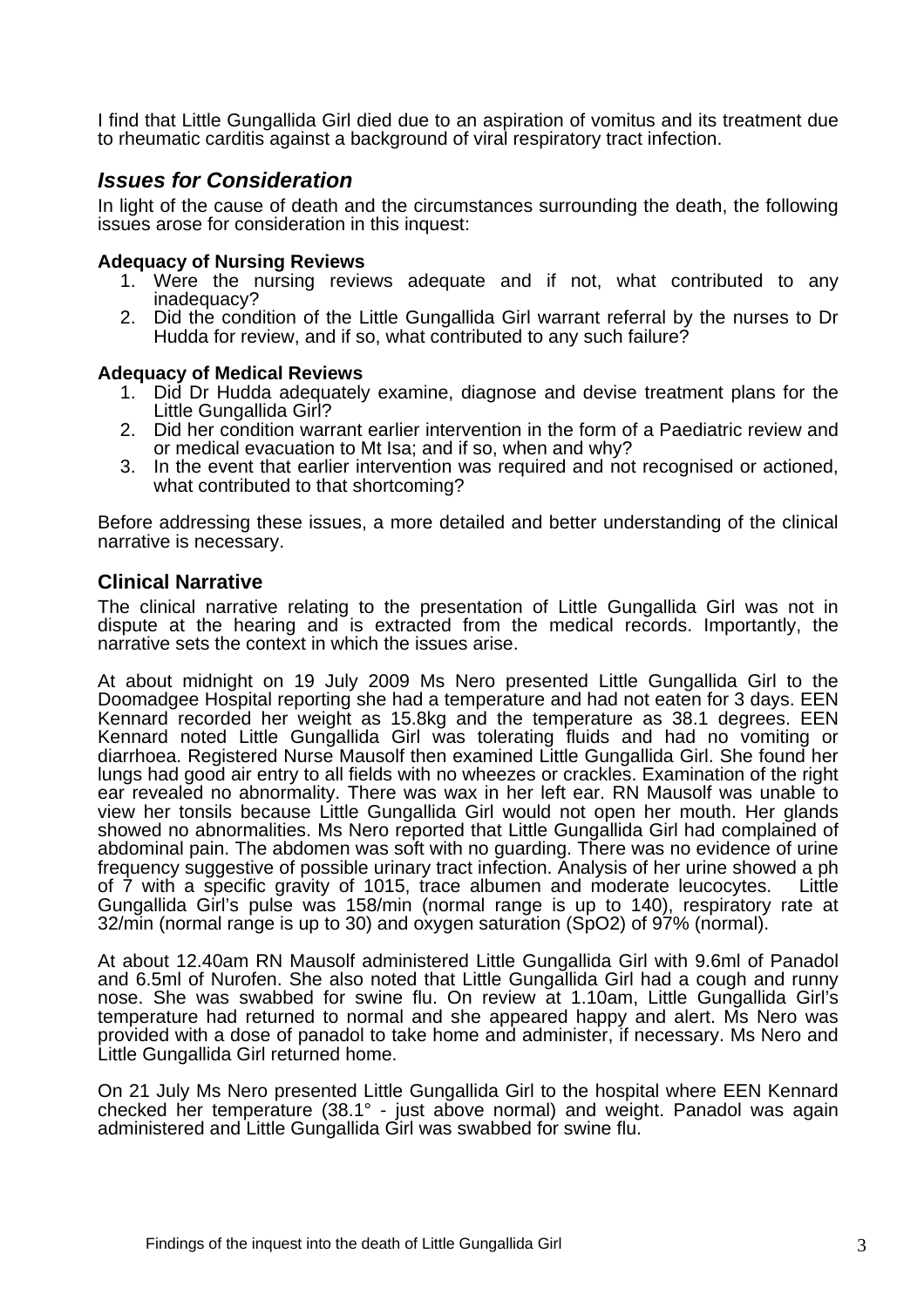I find that Little Gungallida Girl died due to an aspiration of vomitus and its treatment due to rheumatic carditis against a background of viral respiratory tract infection.

## *Issues for Consideration*

In light of the cause of death and the circumstances surrounding the death, the following issues arose for consideration in this inquest:

**Adequacy of Nursing Reviews**

1. Were the nursing reviews adequate and if not, what contributed to any inadequacy?
2. Did the condition of the Little Gungallida Girl warrant referral by the nurses to Dr Hudda for review, and if so, what contributed to any such failure?

**Adequacy of Medical Reviews**

1. Did Dr Hudda adequately examine, diagnose and devise treatment plans for the Little Gungallida Girl?
2. Did her condition warrant earlier intervention in the form of a Paediatric review and or medical evacuation to Mt Isa; and if so, when and why?
3. In the event that earlier intervention was required and not recognised or actioned, what contributed to that shortcoming?

Before addressing these issues, a more detailed and better understanding of the clinical narrative is necessary.

### Clinical Narrative

The clinical narrative relating to the presentation of Little Gungallida Girl was not in dispute at the hearing and is extracted from the medical records. Importantly, the narrative sets the context in which the issues arise.

At about midnight on 19 July 2009 Ms Nero presented Little Gungallida Girl to the Doomadgee Hospital reporting she had a temperature and had not eaten for 3 days. EEN Kennard recorded her weight as 15.8kg and the temperature as 38.1 degrees. EEN Kennard noted Little Gungallida Girl was tolerating fluids and had no vomiting or diarrhoea. Registered Nurse Mausolf then examined Little Gungallida Girl. She found her lungs had good air entry to all fields with no wheezes or crackles. Examination of the right ear revealed no abnormality. There was wax in her left ear. RN Mausolf was unable to view her tonsils because Little Gungallida Girl would not open her mouth. Her glands showed no abnormalities. Ms Nero reported that Little Gungallida Girl had complained of abdominal pain. The abdomen was soft with no guarding. There was no evidence of urine frequency suggestive of possible urinary tract infection. Analysis of her urine showed a ph of 7 with a specific gravity of 1015, trace albumen and moderate leucocytes. Little Gungallida Girl's pulse was 158/min (normal range is up to 140), respiratory rate at 32/min (normal range is up to 30) and oxygen saturation (SpO2) of 97% (normal).

At about 12.40am RN Mausolf administered Little Gungallida Girl with 9.6ml of Panadol and 6.5ml of Nurofen. She also noted that Little Gungallida Girl had a cough and runny nose. She was swabbed for swine flu. On review at 1.10am, Little Gungallida Girl's temperature had returned to normal and she appeared happy and alert. Ms Nero was provided with a dose of panadol to take home and administer, if necessary. Ms Nero and Little Gungallida Girl returned home.

On 21 July Ms Nero presented Little Gungallida Girl to the hospital where EEN Kennard checked her temperature (38.1° - just above normal) and weight. Panadol was again administered and Little Gungallida Girl was swabbed for swine flu.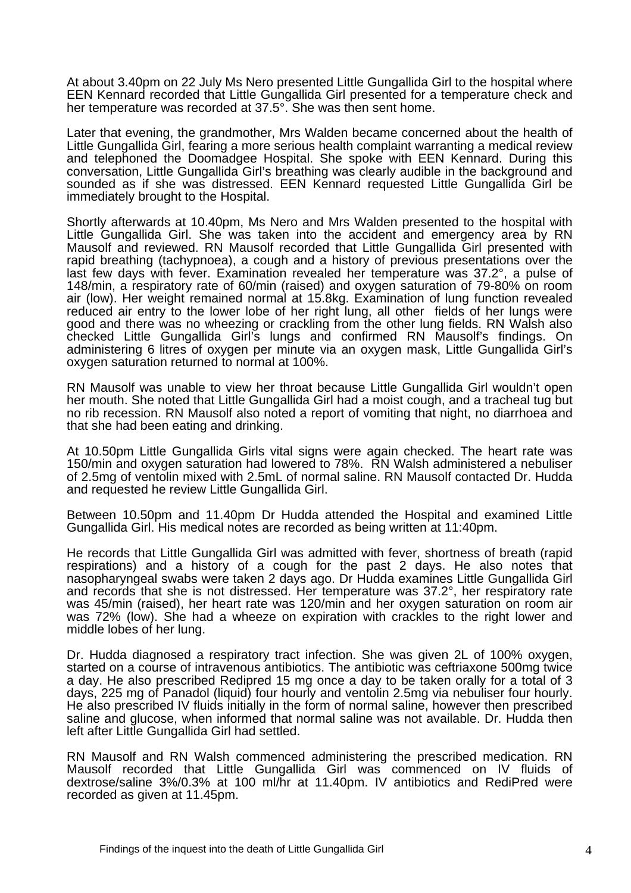At about 3.40pm on 22 July Ms Nero presented Little Gungallida Girl to the hospital where EEN Kennard recorded that Little Gungallida Girl presented for a temperature check and her temperature was recorded at 37.5°. She was then sent home.

Later that evening, the grandmother, Mrs Walden became concerned about the health of Little Gungallida Girl, fearing a more serious health complaint warranting a medical review and telephoned the Doomadgee Hospital. She spoke with EEN Kennard. During this conversation, Little Gungallida Girl's breathing was clearly audible in the background and sounded as if she was distressed. EEN Kennard requested Little Gungallida Girl be immediately brought to the Hospital.

Shortly afterwards at 10.40pm, Ms Nero and Mrs Walden presented to the hospital with Little Gungallida Girl. She was taken into the accident and emergency area by RN Mausolf and reviewed. RN Mausolf recorded that Little Gungallida Girl presented with rapid breathing (tachypnoea), a cough and a history of previous presentations over the last few days with fever. Examination revealed her temperature was 37.2°, a pulse of 148/min, a respiratory rate of 60/min (raised) and oxygen saturation of 79-80% on room air (low). Her weight remained normal at 15.8kg. Examination of lung function revealed reduced air entry to the lower lobe of her right lung, all other fields of her lungs were good and there was no wheezing or crackling from the other lung fields. RN Walsh also checked Little Gungallida Girl's lungs and confirmed RN Mausolf's findings. On administering 6 litres of oxygen per minute via an oxygen mask, Little Gungallida Girl's oxygen saturation returned to normal at 100%.

RN Mausolf was unable to view her throat because Little Gungallida Girl wouldn't open her mouth. She noted that Little Gungallida Girl had a moist cough, and a tracheal tug but no rib recession. RN Mausolf also noted a report of vomiting that night, no diarrhoea and that she had been eating and drinking.

At 10.50pm Little Gungallida Girls vital signs were again checked. The heart rate was 150/min and oxygen saturation had lowered to 78%. RN Walsh administered a nebuliser of 2.5mg of ventolin mixed with 2.5mL of normal saline. RN Mausolf contacted Dr. Hudda and requested he review Little Gungallida Girl.

Between 10.50pm and 11.40pm Dr Hudda attended the Hospital and examined Little Gungallida Girl. His medical notes are recorded as being written at 11:40pm.

He records that Little Gungallida Girl was admitted with fever, shortness of breath (rapid respirations) and a history of a cough for the past 2 days. He also notes that nasopharyngeal swabs were taken 2 days ago. Dr Hudda examines Little Gungallida Girl and records that she is not distressed. Her temperature was 37.2°, her respiratory rate was 45/min (raised), her heart rate was 120/min and her oxygen saturation on room air was 72% (low). She had a wheeze on expiration with crackles to the right lower and middle lobes of her lung.

Dr. Hudda diagnosed a respiratory tract infection. She was given 2L of 100% oxygen, started on a course of intravenous antibiotics. The antibiotic was ceftriaxone 500mg twice a day. He also prescribed Redipred 15 mg once a day to be taken orally for a total of 3 days, 225 mg of Panadol (liquid) four hourly and ventolin 2.5mg via nebuliser four hourly. He also prescribed IV fluids initially in the form of normal saline, however then prescribed saline and glucose, when informed that normal saline was not available. Dr. Hudda then left after Little Gungallida Girl had settled.

RN Mausolf and RN Walsh commenced administering the prescribed medication. RN Mausolf recorded that Little Gungallida Girl was commenced on IV fluids of dextrose/saline 3%/0.3% at 100 ml/hr at 11.40pm. IV antibiotics and RediPred were recorded as given at 11.45pm.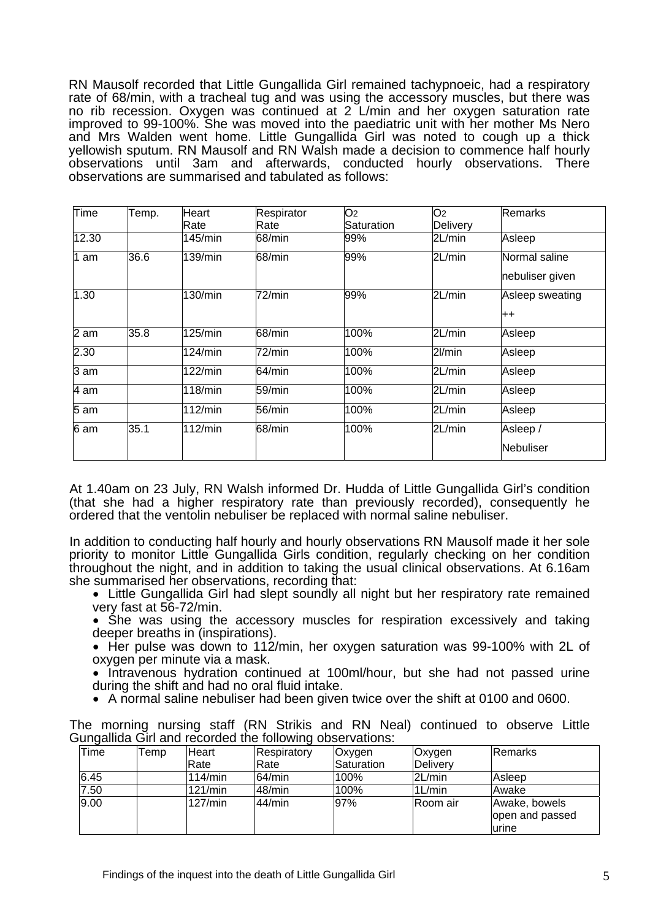RN Mausolf recorded that Little Gungallida Girl remained tachypnoeic, had a respiratory rate of 68/min, with a tracheal tug and was using the accessory muscles, but there was no rib recession. Oxygen was continued at 2 L/min and her oxygen saturation rate improved to 99-100%. She was moved into the paediatric unit with her mother Ms Nero and Mrs Walden went home. Little Gungallida Girl was noted to cough up a thick yellowish sputum. RN Mausolf and RN Walsh made a decision to commence half hourly observations until 3am and afterwards, conducted hourly observations. There observations are summarised and tabulated as follows:

| Time | Temp. | Heart Rate | Respirator Rate | $O_2$ Saturation | $O_2$ Delivery | Remarks |
|---|---|---|---|---|---|---|
| 12.30 | | 145/min | 68/min | 99% | 2L/min | Asleep |
| 1 am | 36.6 | 139/min | 68/min | 99% | 2L/min | Normal saline nebuliser given |
| 1.30 | | 130/min | 72/min | 99% | 2L/min | Asleep sweating ++ |
| 2 am | 35.8 | 125/min | 68/min | 100% | 2L/min | Asleep |
| 2.30 | | 124/min | 72/min | 100% | 2l/min | Asleep |
| 3 am | | 122/min | 64/min | 100% | 2L/min | Asleep |
| 4 am | | 118/min | 59/min | 100% | 2L/min | Asleep |
| 5 am | | 112/min | 56/min | 100% | 2L/min | Asleep |
| 6 am | 35.1 | 112/min | 68/min | 100% | 2L/min | Asleep / Nebuliser |

At 1.40am on 23 July, RN Walsh informed Dr. Hudda of Little Gungallida Girl's condition (that she had a higher respiratory rate than previously recorded), consequently he ordered that the ventolin nebuliser be replaced with normal saline nebuliser.

In addition to conducting half hourly and hourly observations RN Mausolf made it her sole priority to monitor Little Gungallida Girls condition, regularly checking on her condition throughout the night, and in addition to taking the usual clinical observations. At 6.16am she summarised her observations, recording that:

- Little Gungallida Girl had slept soundly all night but her respiratory rate remained very fast at 56-72/min.
- She was using the accessory muscles for respiration excessively and taking deeper breaths in (inspirations).
- Her pulse was down to 112/min, her oxygen saturation was 99-100% with 2L of oxygen per minute via a mask.
- Intravenous hydration continued at 100ml/hour, but she had not passed urine during the shift and had no oral fluid intake.
- A normal saline nebuliser had been given twice over the shift at 0100 and 0600.

The morning nursing staff (RN Strikis and RN Neal) continued to observe Little Gungallida Girl and recorded the following observations:

| Time | Temp | Heart Rate | Respiratory Rate | Oxygen Saturation | Oxygen Delivery | Remarks |
|---|---|---|---|---|---|---|
| 6.45 | | 114/min | 64/min | 100% | 2L/min | Asleep |
| 7.50 | | 121/min | 48/min | 100% | 1L/min | Awake |
| 9.00 | | 127/min | 44/min | 97% | Room air | Awake, bowels open and passed urine |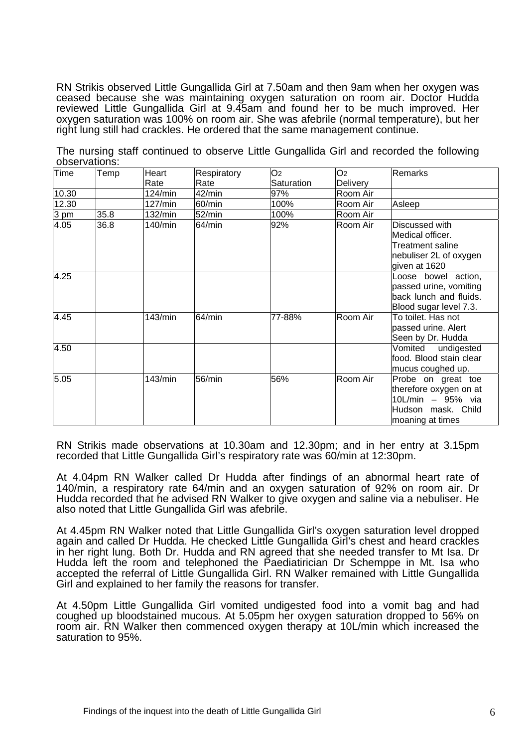RN Strikis observed Little Gungallida Girl at 7.50am and then 9am when her oxygen was ceased because she was maintaining oxygen saturation on room air. Doctor Hudda reviewed Little Gungallida Girl at 9.45am and found her to be much improved. Her oxygen saturation was 100% on room air. She was afebrile (normal temperature), but her right lung still had crackles. He ordered that the same management continue.

The nursing staff continued to observe Little Gungallida Girl and recorded the following observations:

| Time | Temp | Heart Rate | Respiratory Rate | $O_2$ Saturation | $O_2$ Delivery | Remarks |
|---|---|---|---|---|---|---|
| 10.30 | | 124/min | 42/min | 97% | Room Air | |
| 12.30 | | 127/min | 60/min | 100% | Room Air | Asleep |
| 3 pm | 35.8 | 132/min | 52/min | 100% | Room Air | |
| 4.05 | 36.8 | 140/min | 64/min | 92% | Room Air | Discussed with Medical officer. Treatment saline nebuliser 2L of oxygen given at 1620 |
| 4.25 | | | | | | Loose bowel action, passed urine, vomiting back lunch and fluids. Blood sugar level 7.3. |
| 4.45 | | 143/min | 64/min | 77-88% | Room Air | To toilet. Has not passed urine. Alert Seen by Dr. Hudda |
| 4.50 | | | | | | Vomited undigested food. Blood stain clear mucus coughed up. |
| 5.05 | | 143/min | 56/min | 56% | Room Air | Probe on great toe therefore oxygen on at 10L/min – 95% via Hudson mask. Child moaning at times |

RN Strikis made observations at 10.30am and 12.30pm; and in her entry at 3.15pm recorded that Little Gungallida Girl's respiratory rate was 60/min at 12:30pm.

At 4.04pm RN Walker called Dr Hudda after findings of an abnormal heart rate of 140/min, a respiratory rate 64/min and an oxygen saturation of 92% on room air. Dr Hudda recorded that he advised RN Walker to give oxygen and saline via a nebuliser. He also noted that Little Gungallida Girl was afebrile.

At 4.45pm RN Walker noted that Little Gungallida Girl's oxygen saturation level dropped again and called Dr Hudda. He checked Little Gungallida Girl's chest and heard crackles in her right lung. Both Dr. Hudda and RN agreed that she needed transfer to Mt Isa. Dr Hudda left the room and telephoned the Paediatirician Dr Scheppe in Mt. Isa who accepted the referral of Little Gungallida Girl. RN Walker remained with Little Gungallida Girl and explained to her family the reasons for transfer.

At 4.50pm Little Gungallida Girl vomited undigested food into a vomit bag and had coughed up bloodstained mucous. At 5.05pm her oxygen saturation dropped to 56% on room air. RN Walker then commenced oxygen therapy at 10L/min which increased the saturation to 95%.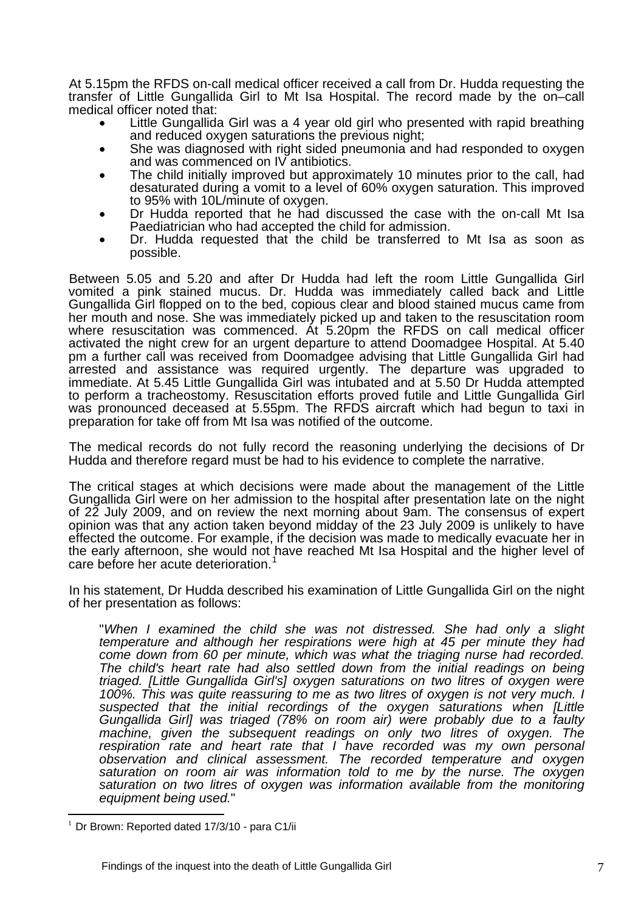At 5.15pm the RFDS on-call medical officer received a call from Dr. Hudda requesting the transfer of Little Gungallida Girl to Mt Isa Hospital. The record made by the on–call medical officer noted that:

- Little Gungallida Girl was a 4 year old girl who presented with rapid breathing and reduced oxygen saturations the previous night;
- She was diagnosed with right sided pneumonia and had responded to oxygen and was commenced on IV antibiotics.
- The child initially improved but approximately 10 minutes prior to the call, had desaturated during a vomit to a level of 60% oxygen saturation. This improved to 95% with 10L/minute of oxygen.
- Dr Hudda reported that he had discussed the case with the on-call Mt Isa Paediatrician who had accepted the child for admission.
- Dr. Hudda requested that the child be transferred to Mt Isa as soon as possible.

Between 5.05 and 5.20 and after Dr Hudda had left the room Little Gungallida Girl vomited a pink stained mucus. Dr. Hudda was immediately called back and Little Gungallida Girl flopped on to the bed, copious clear and blood stained mucus came from her mouth and nose. She was immediately picked up and taken to the resuscitation room where resuscitation was commenced. At 5.20pm the RFDS on call medical officer activated the night crew for an urgent departure to attend Doomadgee Hospital. At 5.40 pm a further call was received from Doomadgee advising that Little Gungallida Girl had arrested and assistance was required urgently. The departure was upgraded to immediate. At 5.45 Little Gungallida Girl was intubated and at 5.50 Dr Hudda attempted to perform a tracheostomy. Resuscitation efforts proved futile and Little Gungallida Girl was pronounced deceased at 5.55pm. The RFDS aircraft which had begun to taxi in preparation for take off from Mt Isa was notified of the outcome.

The medical records do not fully record the reasoning underlying the decisions of Dr Hudda and therefore regard must be had to his evidence to complete the narrative.

The critical stages at which decisions were made about the management of the Little Gungallida Girl were on her admission to the hospital after presentation late on the night of 22 July 2009, and on review the next morning about 9am. The consensus of expert opinion was that any action taken beyond midday of the 23 July 2009 is unlikely to have effected the outcome. For example, if the decision was made to medically evacuate her in the early afternoon, she would not have reached Mt Isa Hospital and the higher level of care before her acute deterioration.[1]

In his statement, Dr Hudda described his examination of Little Gungallida Girl on the night of her presentation as follows:

> "*When I examined the child she was not distressed. She had only a slight temperature and although her respirations were high at 45 per minute they had come down from 60 per minute, which was what the triaging nurse had recorded. The child's heart rate had also settled down from the initial readings on being triaged. [Little Gungallida Girl's] oxygen saturations on two litres of oxygen were 100%. This was quite reassuring to me as two litres of oxygen is not very much. I suspected that the initial recordings of the oxygen saturations when [Little Gungallida Girl] was triaged (78% on room air) were probably due to a faulty machine, given the subsequent readings on only two litres of oxygen. The respiration rate and heart rate that I have recorded was my own personal observation and clinical assessment. The recorded temperature and oxygen saturation on room air was information told to me by the nurse. The oxygen saturation on two litres of oxygen was information available from the monitoring equipment being used.*"

[1] Dr Brown: Reported dated 17/3/10 - para C1/ii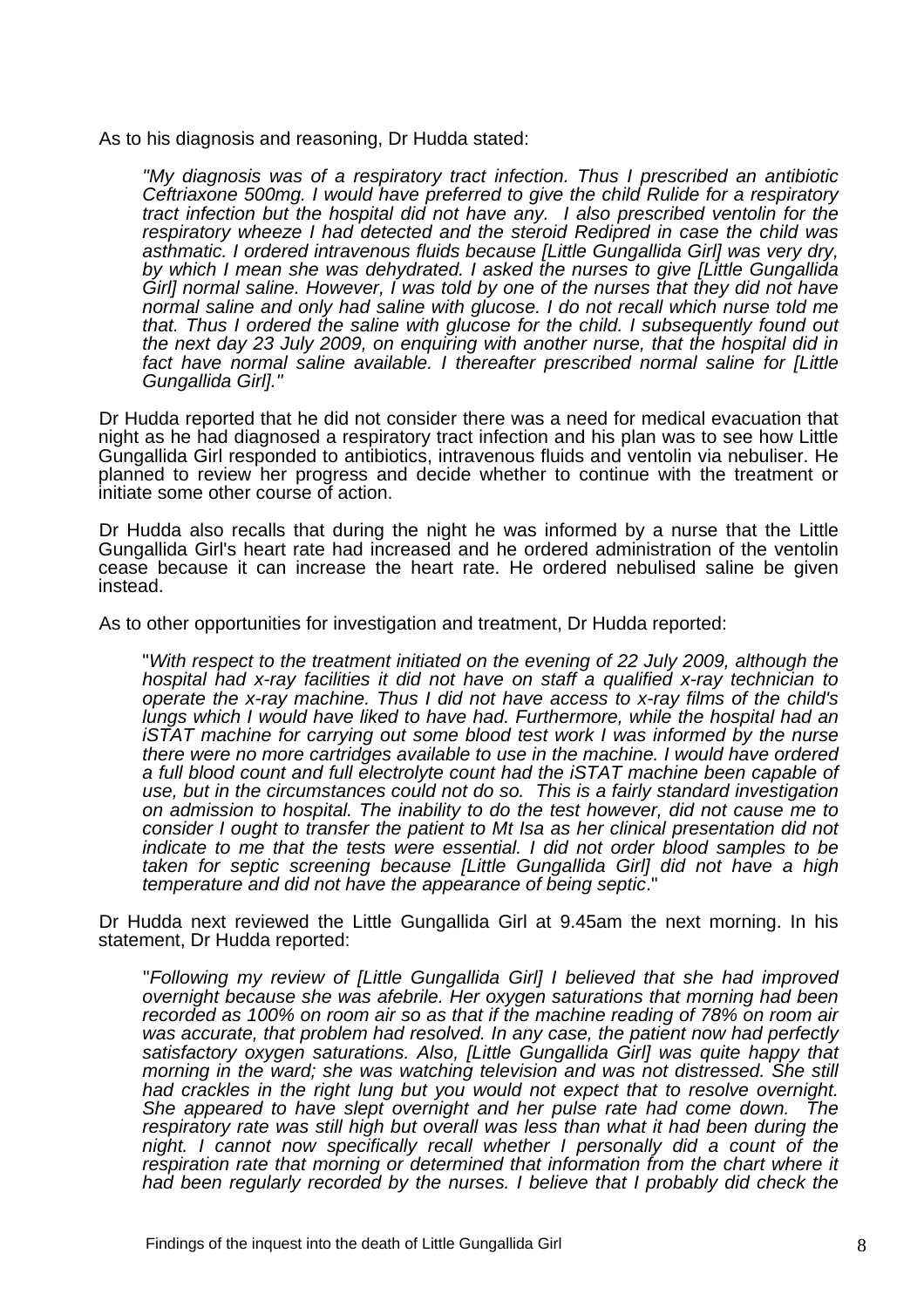As to his diagnosis and reasoning, Dr Hudda stated:

> *"My diagnosis was of a respiratory tract infection. Thus I prescribed an antibiotic Ceftriaxone 500mg. I would have preferred to give the child Rulide for a respiratory tract infection but the hospital did not have any. I also prescribed ventolin for the respiratory wheeze I had detected and the steroid Redipred in case the child was asthmatic. I ordered intravenous fluids because [Little Gungallida Girl] was very dry, by which I mean she was dehydrated. I asked the nurses to give [Little Gungallida Girl] normal saline. However, I was told by one of the nurses that they did not have normal saline and only had saline with glucose. I do not recall which nurse told me that. Thus I ordered the saline with glucose for the child. I subsequently found out the next day 23 July 2009, on enquiring with another nurse, that the hospital did in fact have normal saline available. I thereafter prescribed normal saline for [Little Gungallida Girl]."*

Dr Hudda reported that he did not consider there was a need for medical evacuation that night as he had diagnosed a respiratory tract infection and his plan was to see how Little Gungallida Girl responded to antibiotics, intravenous fluids and ventolin via nebuliser. He planned to review her progress and decide whether to continue with the treatment or initiate some other course of action.

Dr Hudda also recalls that during the night he was informed by a nurse that the Little Gungallida Girl's heart rate had increased and he ordered administration of the ventolin cease because it can increase the heart rate. He ordered nebulised saline be given instead.

As to other opportunities for investigation and treatment, Dr Hudda reported:

> "*With respect to the treatment initiated on the evening of 22 July 2009, although the hospital had x-ray facilities it did not have on staff a qualified x-ray technician to operate the x-ray machine. Thus I did not have access to x-ray films of the child's lungs which I would have liked to have had. Furthermore, while the hospital had an iSTAT machine for carrying out some blood test work I was informed by the nurse there were no more cartridges available to use in the machine. I would have ordered a full blood count and full electrolyte count had the iSTAT machine been capable of use, but in the circumstances could not do so. This is a fairly standard investigation on admission to hospital. The inability to do the test however, did not cause me to consider I ought to transfer the patient to Mt Isa as her clinical presentation did not indicate to me that the tests were essential. I did not order blood samples to be taken for septic screening because [Little Gungallida Girl] did not have a high temperature and did not have the appearance of being septic*."

Dr Hudda next reviewed the Little Gungallida Girl at 9.45am the next morning. In his statement, Dr Hudda reported:

> "*Following my review of [Little Gungallida Girl] I believed that she had improved overnight because she was afebrile. Her oxygen saturations that morning had been recorded as 100% on room air so as that if the machine reading of 78% on room air was accurate, that problem had resolved. In any case, the patient now had perfectly satisfactory oxygen saturations. Also, [Little Gungallida Girl] was quite happy that morning in the ward; she was watching television and was not distressed. She still had crackles in the right lung but you would not expect that to resolve overnight. She appeared to have slept overnight and her pulse rate had come down. The respiratory rate was still high but overall was less than what it had been during the night. I cannot now specifically recall whether I personally did a count of the respiration rate that morning or determined that information from the chart where it had been regularly recorded by the nurses. I believe that I probably did check the*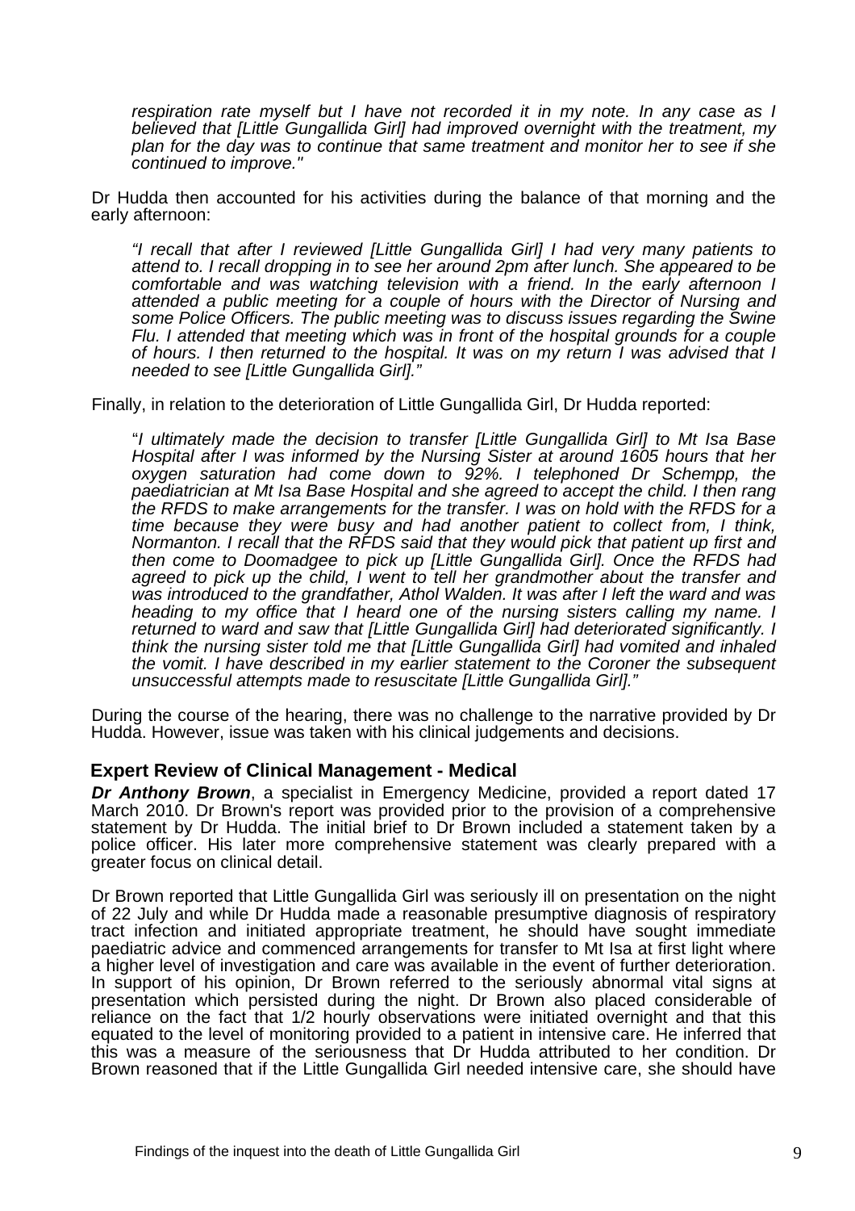*respiration rate myself but I have not recorded it in my note. In any case as I believed that [Little Gungallida Girl] had improved overnight with the treatment, my plan for the day was to continue that same treatment and monitor her to see if she continued to improve."*

Dr Hudda then accounted for his activities during the balance of that morning and the early afternoon:

> *"I recall that after I reviewed [Little Gungallida Girl] I had very many patients to attend to. I recall dropping in to see her around 2pm after lunch. She appeared to be comfortable and was watching television with a friend. In the early afternoon I attended a public meeting for a couple of hours with the Director of Nursing and some Police Officers. The public meeting was to discuss issues regarding the Swine Flu. I attended that meeting which was in front of the hospital grounds for a couple of hours. I then returned to the hospital. It was on my return I was advised that I needed to see [Little Gungallida Girl]."*

Finally, in relation to the deterioration of Little Gungallida Girl, Dr Hudda reported:

> "*I ultimately made the decision to transfer [Little Gungallida Girl] to Mt Isa Base Hospital after I was informed by the Nursing Sister at around 1605 hours that her oxygen saturation had come down to 92%. I telephoned Dr Schempp, the paediatrician at Mt Isa Base Hospital and she agreed to accept the child. I then rang the RFDS to make arrangements for the transfer. I was on hold with the RFDS for a time because they were busy and had another patient to collect from, I think, Normanton. I recall that the RFDS said that they would pick that patient up first and then come to Doomadgee to pick up [Little Gungallida Girl]. Once the RFDS had agreed to pick up the child, I went to tell her grandmother about the transfer and was introduced to the grandfather, Athol Walden. It was after I left the ward and was heading to my office that I heard one of the nursing sisters calling my name. I returned to ward and saw that [Little Gungallida Girl] had deteriorated significantly. I think the nursing sister told me that [Little Gungallida Girl] had vomited and inhaled the vomit. I have described in my earlier statement to the Coroner the subsequent unsuccessful attempts made to resuscitate [Little Gungallida Girl]."*

During the course of the hearing, there was no challenge to the narrative provided by Dr Hudda. However, issue was taken with his clinical judgements and decisions.

## Expert Review of Clinical Management - Medical

***Dr Anthony Brown***, a specialist in Emergency Medicine, provided a report dated 17 March 2010. Dr Brown's report was provided prior to the provision of a comprehensive statement by Dr Hudda. The initial brief to Dr Brown included a statement taken by a police officer. His later more comprehensive statement was clearly prepared with a greater focus on clinical detail.

Dr Brown reported that Little Gungallida Girl was seriously ill on presentation on the night of 22 July and while Dr Hudda made a reasonable presumptive diagnosis of respiratory tract infection and initiated appropriate treatment, he should have sought immediate paediatric advice and commenced arrangements for transfer to Mt Isa at first light where a higher level of investigation and care was available in the event of further deterioration. In support of his opinion, Dr Brown referred to the seriously abnormal vital signs at presentation which persisted during the night. Dr Brown also placed considerable of reliance on the fact that 1/2 hourly observations were initiated overnight and that this equated to the level of monitoring provided to a patient in intensive care. He inferred that this was a measure of the seriousness that Dr Hudda attributed to her condition. Dr Brown reasoned that if the Little Gungallida Girl needed intensive care, she should have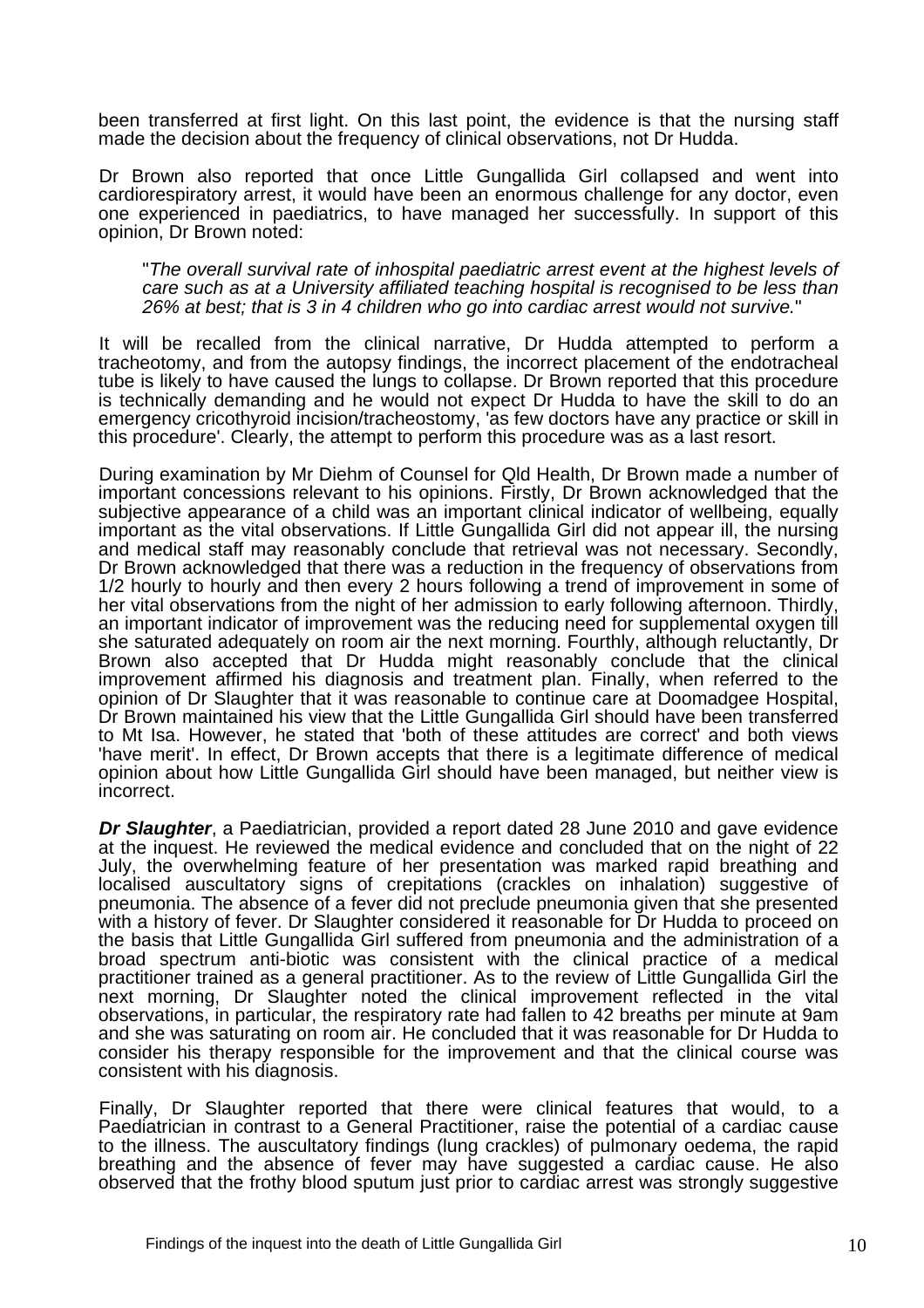been transferred at first light. On this last point, the evidence is that the nursing staff made the decision about the frequency of clinical observations, not Dr Hudda.

Dr Brown also reported that once Little Gungallida Girl collapsed and went into cardiorespiratory arrest, it would have been an enormous challenge for any doctor, even one experienced in paediatrics, to have managed her successfully. In support of this opinion, Dr Brown noted:

> "*The overall survival rate of inhospital paediatric arrest event at the highest levels of care such as at a University affiliated teaching hospital is recognised to be less than 26% at best; that is 3 in 4 children who go into cardiac arrest would not survive.*"

It will be recalled from the clinical narrative, Dr Hudda attempted to perform a tracheotomy, and from the autopsy findings, the incorrect placement of the endotracheal tube is likely to have caused the lungs to collapse. Dr Brown reported that this procedure is technically demanding and he would not expect Dr Hudda to have the skill to do an emergency cricothyroid incision/tracheostomy, 'as few doctors have any practice or skill in this procedure'. Clearly, the attempt to perform this procedure was as a last resort.

During examination by Mr Diehm of Counsel for Qld Health, Dr Brown made a number of important concessions relevant to his opinions. Firstly, Dr Brown acknowledged that the subjective appearance of a child was an important clinical indicator of wellbeing, equally important as the vital observations. If Little Gungallida Girl did not appear ill, the nursing and medical staff may reasonably conclude that retrieval was not necessary. Secondly, Dr Brown acknowledged that there was a reduction in the frequency of observations from 1/2 hourly to hourly and then every 2 hours following a trend of improvement in some of her vital observations from the night of her admission to early following afternoon. Thirdly, an important indicator of improvement was the reducing need for supplemental oxygen till she saturated adequately on room air the next morning. Fourthly, although reluctantly, Dr Brown also accepted that Dr Hudda might reasonably conclude that the clinical improvement affirmed his diagnosis and treatment plan. Finally, when referred to the opinion of Dr Slaughter that it was reasonable to continue care at Doomadgee Hospital, Dr Brown maintained his view that the Little Gungallida Girl should have been transferred to Mt Isa. However, he stated that 'both of these attitudes are correct' and both views 'have merit'. In effect, Dr Brown accepts that there is a legitimate difference of medical opinion about how Little Gungallida Girl should have been managed, but neither view is incorrect.

***Dr Slaughter***, a Paediatrician, provided a report dated 28 June 2010 and gave evidence at the inquest. He reviewed the medical evidence and concluded that on the night of 22 July, the overwhelming feature of her presentation was marked rapid breathing and localised auscultatory signs of crepitations (crackles on inhalation) suggestive of pneumonia. The absence of a fever did not preclude pneumonia given that she presented with a history of fever. Dr Slaughter considered it reasonable for Dr Hudda to proceed on the basis that Little Gungallida Girl suffered from pneumonia and the administration of a broad spectrum anti-biotic was consistent with the clinical practice of a medical practitioner trained as a general practitioner. As to the review of Little Gungallida Girl the next morning, Dr Slaughter noted the clinical improvement reflected in the vital observations, in particular, the respiratory rate had fallen to 42 breaths per minute at 9am and she was saturating on room air. He concluded that it was reasonable for Dr Hudda to consider his therapy responsible for the improvement and that the clinical course was consistent with his diagnosis.

Finally, Dr Slaughter reported that there were clinical features that would, to a Paediatrician in contrast to a General Practitioner, raise the potential of a cardiac cause to the illness. The auscultatory findings (lung crackles) of pulmonary oedema, the rapid breathing and the absence of fever may have suggested a cardiac cause. He also observed that the frothy blood sputum just prior to cardiac arrest was strongly suggestive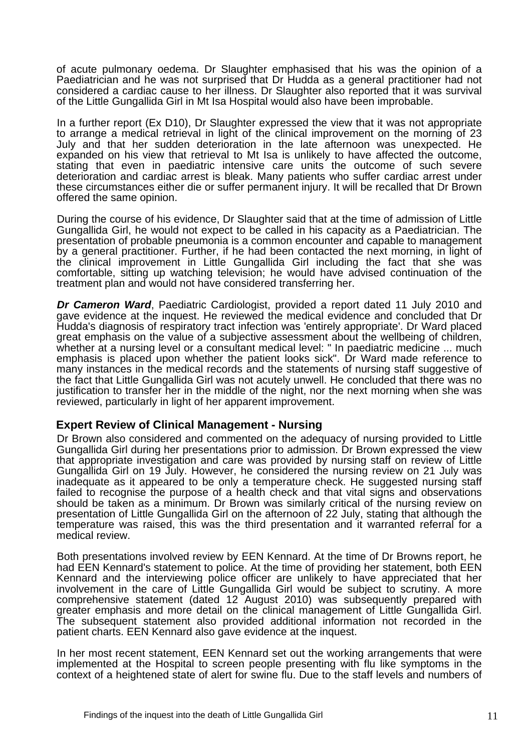of acute pulmonary oedema. Dr Slaughter emphasised that his was the opinion of a Paediatrician and he was not surprised that Dr Hudda as a general practitioner had not considered a cardiac cause to her illness. Dr Slaughter also reported that it was survival of the Little Gungallida Girl in Mt Isa Hospital would also have been improbable.

In a further report (Ex D10), Dr Slaughter expressed the view that it was not appropriate to arrange a medical retrieval in light of the clinical improvement on the morning of 23 July and that her sudden deterioration in the late afternoon was unexpected. He expanded on his view that retrieval to Mt Isa is unlikely to have affected the outcome, stating that even in paediatric intensive care units the outcome of such severe deterioration and cardiac arrest is bleak. Many patients who suffer cardiac arrest under these circumstances either die or suffer permanent injury. It will be recalled that Dr Brown offered the same opinion.

During the course of his evidence, Dr Slaughter said that at the time of admission of Little Gungallida Girl, he would not expect to be called in his capacity as a Paediatrician. The presentation of probable pneumonia is a common encounter and capable to management by a general practitioner. Further, if he had been contacted the next morning, in light of the clinical improvement in Little Gungallida Girl including the fact that she was comfortable, sitting up watching television; he would have advised continuation of the treatment plan and would not have considered transferring her.

***Dr Cameron Ward***, Paediatric Cardiologist, provided a report dated 11 July 2010 and gave evidence at the inquest. He reviewed the medical evidence and concluded that Dr Hudda's diagnosis of respiratory tract infection was 'entirely appropriate'. Dr Ward placed great emphasis on the value of a subjective assessment about the wellbeing of children, whether at a nursing level or a consultant medical level: " In paediatric medicine ... much emphasis is placed upon whether the patient looks sick". Dr Ward made reference to many instances in the medical records and the statements of nursing staff suggestive of the fact that Little Gungallida Girl was not acutely unwell. He concluded that there was no justification to transfer her in the middle of the night, nor the next morning when she was reviewed, particularly in light of her apparent improvement.

## Expert Review of Clinical Management - Nursing

Dr Brown also considered and commented on the adequacy of nursing provided to Little Gungallida Girl during her presentations prior to admission. Dr Brown expressed the view that appropriate investigation and care was provided by nursing staff on review of Little Gungallida Girl on 19 July. However, he considered the nursing review on 21 July was inadequate as it appeared to be only a temperature check. He suggested nursing staff failed to recognise the purpose of a health check and that vital signs and observations should be taken as a minimum. Dr Brown was similarly critical of the nursing review on presentation of Little Gungallida Girl on the afternoon of 22 July, stating that although the temperature was raised, this was the third presentation and it warranted referral for a medical review.

Both presentations involved review by EEN Kennard. At the time of Dr Browns report, he had EEN Kennard's statement to police. At the time of providing her statement, both EEN Kennard and the interviewing police officer are unlikely to have appreciated that her involvement in the care of Little Gungallida Girl would be subject to scrutiny. A more comprehensive statement (dated 12 August 2010) was subsequently prepared with greater emphasis and more detail on the clinical management of Little Gungallida Girl. The subsequent statement also provided additional information not recorded in the patient charts. EEN Kennard also gave evidence at the inquest.

In her most recent statement, EEN Kennard set out the working arrangements that were implemented at the Hospital to screen people presenting with flu like symptoms in the context of a heightened state of alert for swine flu. Due to the staff levels and numbers of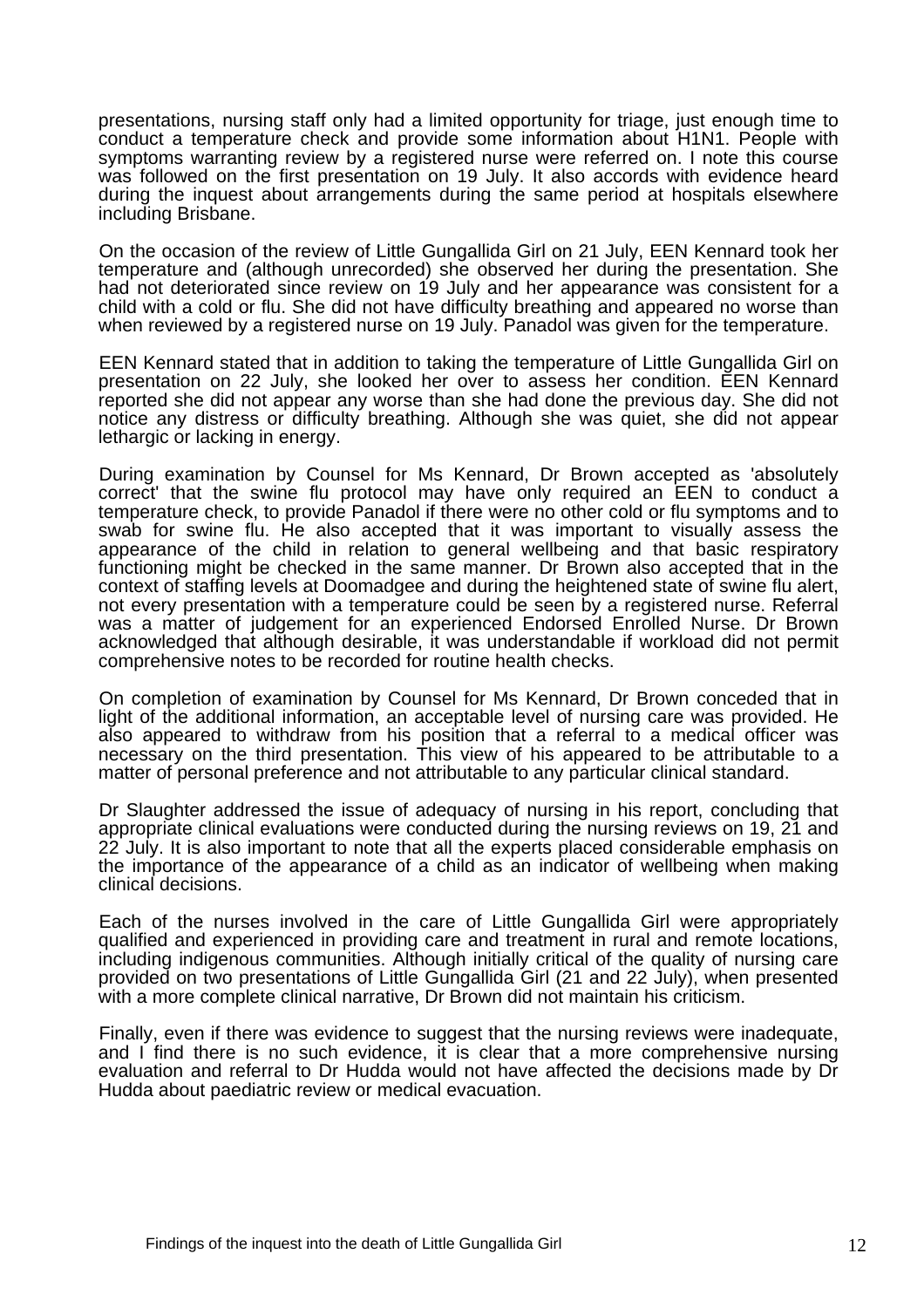presentations, nursing staff only had a limited opportunity for triage, just enough time to conduct a temperature check and provide some information about H1N1. People with symptoms warranting review by a registered nurse were referred on. I note this course was followed on the first presentation on 19 July. It also accords with evidence heard during the inquest about arrangements during the same period at hospitals elsewhere including Brisbane.

On the occasion of the review of Little Gungallida Girl on 21 July, EEN Kennard took her temperature and (although unrecorded) she observed her during the presentation. She had not deteriorated since review on 19 July and her appearance was consistent for a child with a cold or flu. She did not have difficulty breathing and appeared no worse than when reviewed by a registered nurse on 19 July. Panadol was given for the temperature.

EEN Kennard stated that in addition to taking the temperature of Little Gungallida Girl on presentation on 22 July, she looked her over to assess her condition. EEN Kennard reported she did not appear any worse than she had done the previous day. She did not notice any distress or difficulty breathing. Although she was quiet, she did not appear lethargic or lacking in energy.

During examination by Counsel for Ms Kennard, Dr Brown accepted as 'absolutely correct' that the swine flu protocol may have only required an EEN to conduct a temperature check, to provide Panadol if there were no other cold or flu symptoms and to swab for swine flu. He also accepted that it was important to visually assess the appearance of the child in relation to general wellbeing and that basic respiratory functioning might be checked in the same manner. Dr Brown also accepted that in the context of staffing levels at Doomadgee and during the heightened state of swine flu alert, not every presentation with a temperature could be seen by a registered nurse. Referral was a matter of judgement for an experienced Endorsed Enrolled Nurse. Dr Brown acknowledged that although desirable, it was understandable if workload did not permit comprehensive notes to be recorded for routine health checks.

On completion of examination by Counsel for Ms Kennard, Dr Brown conceded that in light of the additional information, an acceptable level of nursing care was provided. He also appeared to withdraw from his position that a referral to a medical officer was necessary on the third presentation. This view of his appeared to be attributable to a matter of personal preference and not attributable to any particular clinical standard.

Dr Slaughter addressed the issue of adequacy of nursing in his report, concluding that appropriate clinical evaluations were conducted during the nursing reviews on 19, 21 and 22 July. It is also important to note that all the experts placed considerable emphasis on the importance of the appearance of a child as an indicator of wellbeing when making clinical decisions.

Each of the nurses involved in the care of Little Gungallida Girl were appropriately qualified and experienced in providing care and treatment in rural and remote locations, including indigenous communities. Although initially critical of the quality of nursing care provided on two presentations of Little Gungallida Girl (21 and 22 July), when presented with a more complete clinical narrative, Dr Brown did not maintain his criticism.

Finally, even if there was evidence to suggest that the nursing reviews were inadequate, and I find there is no such evidence, it is clear that a more comprehensive nursing evaluation and referral to Dr Hudda would not have affected the decisions made by Dr Hudda about paediatric review or medical evacuation.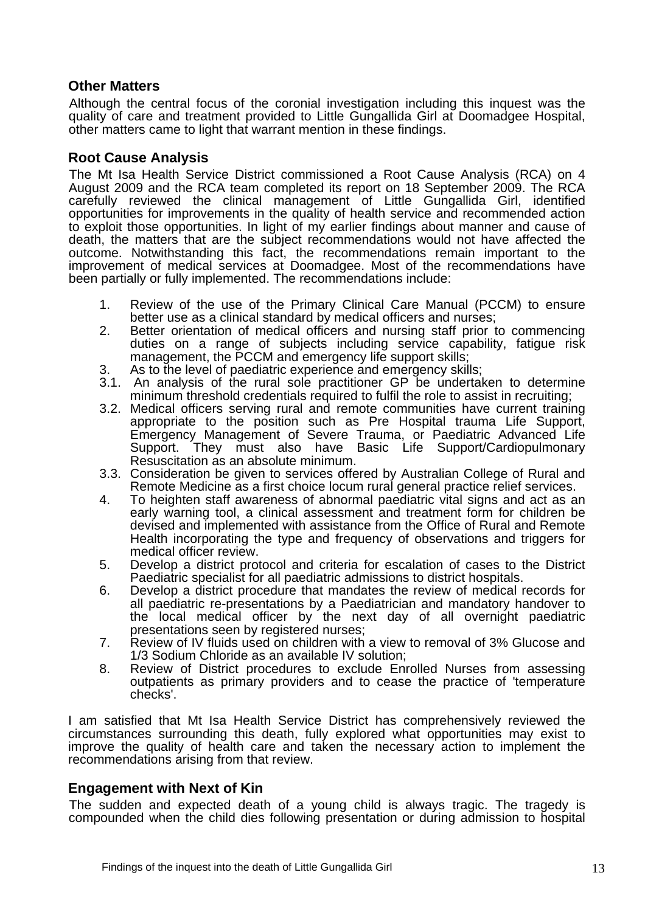## Other Matters

Although the central focus of the coronial investigation including this inquest was the quality of care and treatment provided to Little Gungallida Girl at Doomadgee Hospital, other matters came to light that warrant mention in these findings.

## Root Cause Analysis

The Mt Isa Health Service District commissioned a Root Cause Analysis (RCA) on 4 August 2009 and the RCA team completed its report on 18 September 2009. The RCA carefully reviewed the clinical management of Little Gungallida Girl, identified opportunities for improvements in the quality of health service and recommended action to exploit those opportunities. In light of my earlier findings about manner and cause of death, the matters that are the subject recommendations would not have affected the outcome. Notwithstanding this fact, the recommendations remain important to the improvement of medical services at Doomadgee. Most of the recommendations have been partially or fully implemented. The recommendations include:

1. Review of the use of the Primary Clinical Care Manual (PCCM) to ensure better use as a clinical standard by medical officers and nurses;
2. Better orientation of medical officers and nursing staff prior to commencing duties on a range of subjects including service capability, fatigue risk management, the PCCM and emergency life support skills;
3. As to the level of paediatric experience and emergency skills;

3.1. An analysis of the rural sole practitioner GP be undertaken to determine minimum threshold credentials required to fulfil the role to assist in recruiting;

3.2. Medical officers serving rural and remote communities have current training appropriate to the position such as Pre Hospital trauma Life Support, Emergency Management of Severe Trauma, or Paediatric Advanced Life Support. They must also have Basic Life Support/Cardiopulmonary Resuscitation as an absolute minimum.

3.3. Consideration be given to services offered by Australian College of Rural and Remote Medicine as a first choice locum rural general practice relief services.

4. To heighten staff awareness of abnormal paediatric vital signs and act as an early warning tool, a clinical assessment and treatment form for children be devised and implemented with assistance from the Office of Rural and Remote Health incorporating the type and frequency of observations and triggers for medical officer review.
5. Develop a district protocol and criteria for escalation of cases to the District Paediatric specialist for all paediatric admissions to district hospitals.
6. Develop a district procedure that mandates the review of medical records for all paediatric re-presentations by a Paediatrician and mandatory handover to the local medical officer by the next day of all overnight paediatric presentations seen by registered nurses;
7. Review of IV fluids used on children with a view to removal of 3% Glucose and 1/3 Sodium Chloride as an available IV solution;
8. Review of District procedures to exclude Enrolled Nurses from assessing outpatients as primary providers and to cease the practice of 'temperature checks'.

I am satisfied that Mt Isa Health Service District has comprehensively reviewed the circumstances surrounding this death, fully explored what opportunities may exist to improve the quality of health care and taken the necessary action to implement the recommendations arising from that review.

## Engagement with Next of Kin

The sudden and expected death of a young child is always tragic. The tragedy is compounded when the child dies following presentation or during admission to hospital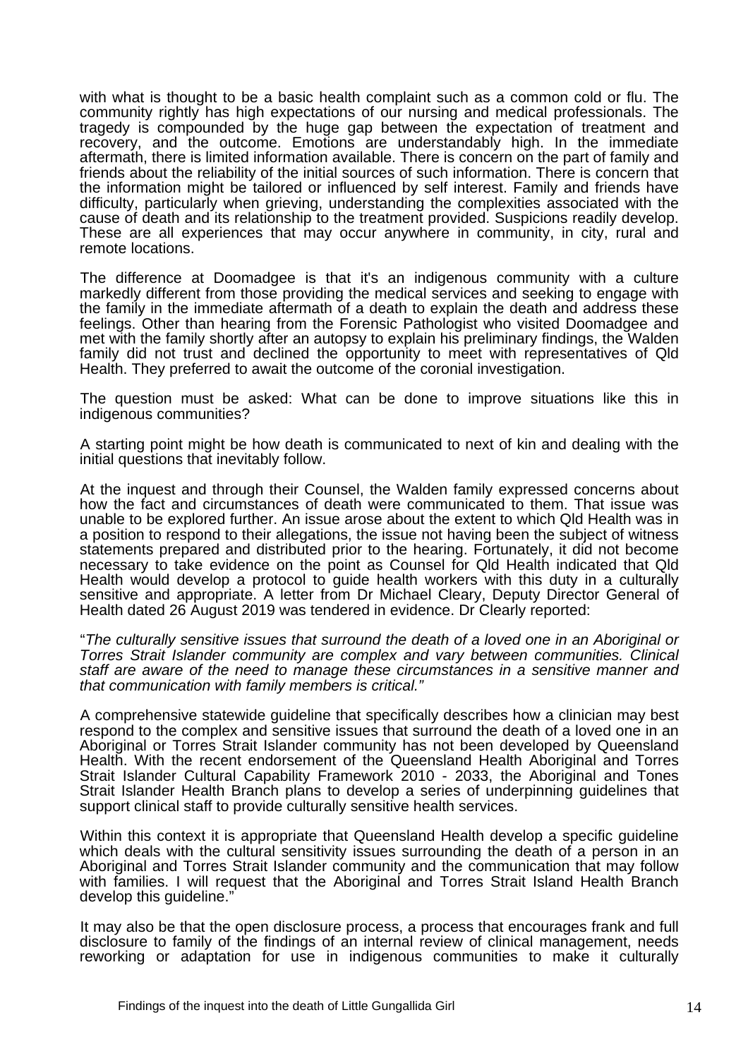with what is thought to be a basic health complaint such as a common cold or flu. The community rightly has high expectations of our nursing and medical professionals. The tragedy is compounded by the huge gap between the expectation of treatment and recovery, and the outcome. Emotions are understandably high. In the immediate aftermath, there is limited information available. There is concern on the part of family and friends about the reliability of the initial sources of such information. There is concern that the information might be tailored or influenced by self interest. Family and friends have difficulty, particularly when grieving, understanding the complexities associated with the cause of death and its relationship to the treatment provided. Suspicions readily develop. These are all experiences that may occur anywhere in community, in city, rural and remote locations.

The difference at Doomadgee is that it's an indigenous community with a culture markedly different from those providing the medical services and seeking to engage with the family in the immediate aftermath of a death to explain the death and address these feelings. Other than hearing from the Forensic Pathologist who visited Doomadgee and met with the family shortly after an autopsy to explain his preliminary findings, the Walden family did not trust and declined the opportunity to meet with representatives of Qld Health. They preferred to await the outcome of the coronial investigation.

The question must be asked: What can be done to improve situations like this in indigenous communities?

A starting point might be how death is communicated to next of kin and dealing with the initial questions that inevitably follow.

At the inquest and through their Counsel, the Walden family expressed concerns about how the fact and circumstances of death were communicated to them. That issue was unable to be explored further. An issue arose about the extent to which Qld Health was in a position to respond to their allegations, the issue not having been the subject of witness statements prepared and distributed prior to the hearing. Fortunately, it did not become necessary to take evidence on the point as Counsel for Qld Health indicated that Qld Health would develop a protocol to guide health workers with this duty in a culturally sensitive and appropriate. A letter from Dr Michael Cleary, Deputy Director General of Health dated 26 August 2019 was tendered in evidence. Dr Clearly reported:

"*The culturally sensitive issues that surround the death of a loved one in an Aboriginal or Torres Strait Islander community are complex and vary between communities. Clinical staff are aware of the need to manage these circumstances in a sensitive manner and that communication with family members is critical."*

A comprehensive statewide guideline that specifically describes how a clinician may best respond to the complex and sensitive issues that surround the death of a loved one in an Aboriginal or Torres Strait Islander community has not been developed by Queensland Health. With the recent endorsement of the Queensland Health Aboriginal and Torres Strait Islander Cultural Capability Framework 2010 - 2033, the Aboriginal and Tones Strait Islander Health Branch plans to develop a series of underpinning guidelines that support clinical staff to provide culturally sensitive health services.

Within this context it is appropriate that Queensland Health develop a specific guideline which deals with the cultural sensitivity issues surrounding the death of a person in an Aboriginal and Torres Strait Islander community and the communication that may follow with families. I will request that the Aboriginal and Torres Strait Island Health Branch develop this guideline."

It may also be that the open disclosure process, a process that encourages frank and full disclosure to family of the findings of an internal review of clinical management, needs reworking or adaptation for use in indigenous communities to make it culturally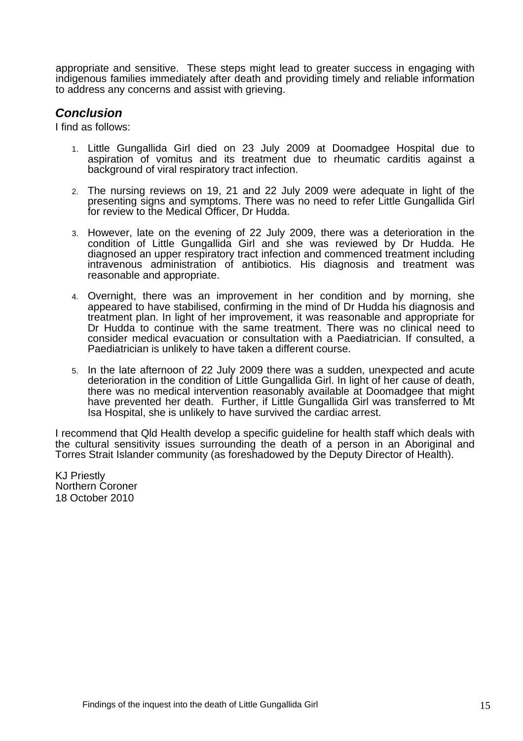appropriate and sensitive. These steps might lead to greater success in engaging with indigenous families immediately after death and providing timely and reliable information to address any concerns and assist with grieving.

## *Conclusion*

I find as follows:

1. Little Gungallida Girl died on 23 July 2009 at Doomadgee Hospital due to aspiration of vomitus and its treatment due to rheumatic carditis against a background of viral respiratory tract infection.

2. The nursing reviews on 19, 21 and 22 July 2009 were adequate in light of the presenting signs and symptoms. There was no need to refer Little Gungallida Girl for review to the Medical Officer, Dr Hudda.

3. However, late on the evening of 22 July 2009, there was a deterioration in the condition of Little Gungallida Girl and she was reviewed by Dr Hudda. He diagnosed an upper respiratory tract infection and commenced treatment including intravenous administration of antibiotics. His diagnosis and treatment was reasonable and appropriate.

4. Overnight, there was an improvement in her condition and by morning, she appeared to have stabilised, confirming in the mind of Dr Hudda his diagnosis and treatment plan. In light of her improvement, it was reasonable and appropriate for Dr Hudda to continue with the same treatment. There was no clinical need to consider medical evacuation or consultation with a Paediatrician. If consulted, a Paediatrician is unlikely to have taken a different course.

5. In the late afternoon of 22 July 2009 there was a sudden, unexpected and acute deterioration in the condition of Little Gungallida Girl. In light of her cause of death, there was no medical intervention reasonably available at Doomadgee that might have prevented her death. Further, if Little Gungallida Girl was transferred to Mt Isa Hospital, she is unlikely to have survived the cardiac arrest.

I recommend that Qld Health develop a specific guideline for health staff which deals with the cultural sensitivity issues surrounding the death of a person in an Aboriginal and Torres Strait Islander community (as foreshadowed by the Deputy Director of Health).

KJ Priestly
Northern Coroner
18 October 2010